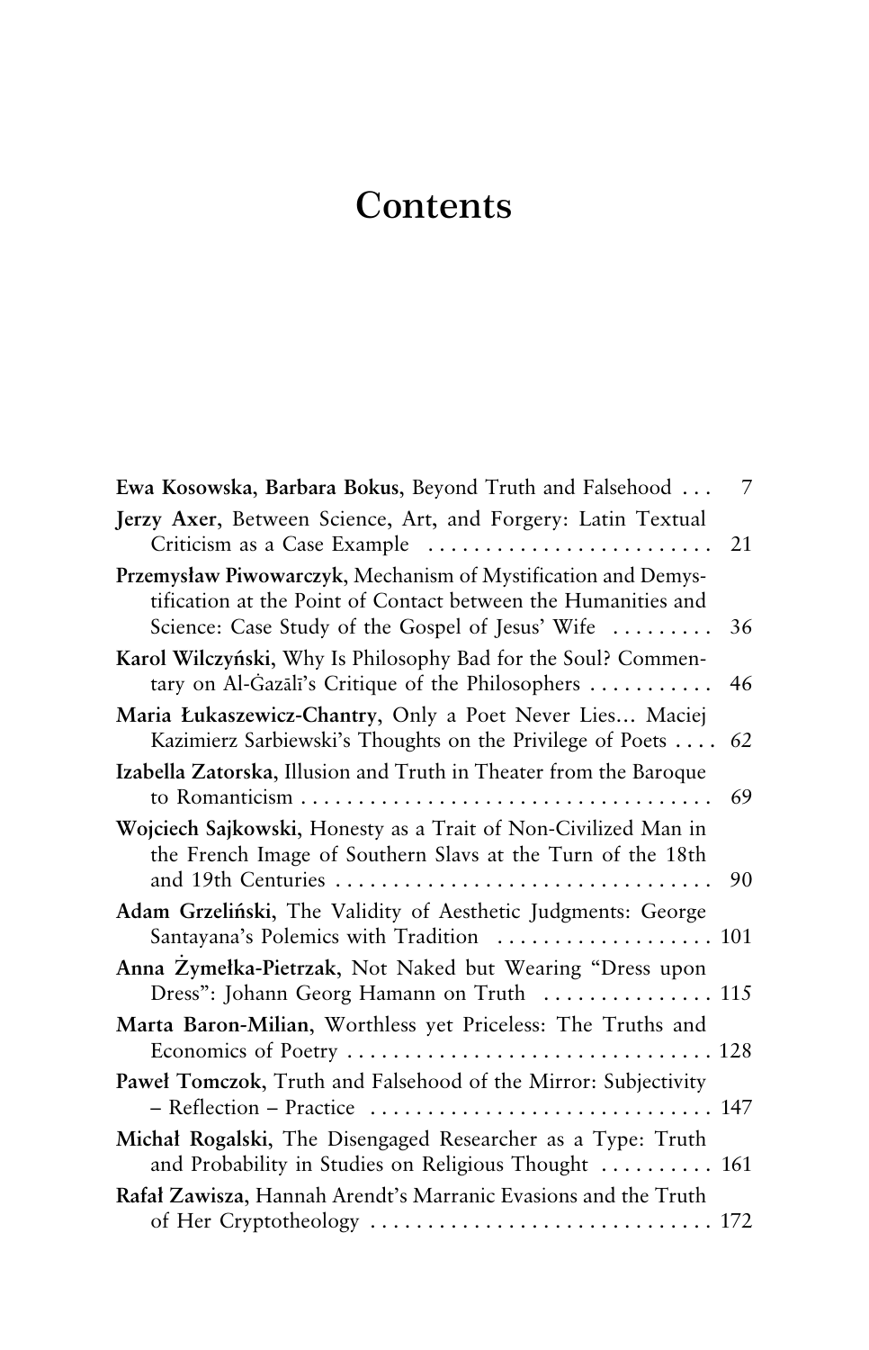# Contents

**Ewa Kosowska, Barbara Bokus**, Beyond Truth and Falsehood . . . 7

**Jerzy Axer**, Between Science, Art, and Forgery: Latin Textual Criticism as a Case Example . . . 21

**Przemysław Piwowarczyk**, Mechanism of Mystification and Demystification at the Point of Contact between the Humanities and Science: Case Study of the Gospel of Jesus' Wife . . . 36

**Karol Wilczyński**, Why Is Philosophy Bad for the Soul? Commentary on Al-Ġazālī's Critique of the Philosophers . . . 46

**Maria Łukaszewicz-Chantry**, Only a Poet Never Lies... Maciej Kazimierz Sarbiewski's Thoughts on the Privilege of Poets . . . 62

**Izabella Zatorska**, Illusion and Truth in Theater from the Baroque to Romanticism . . . 69

**Wojciech Sajkowski**, Honesty as a Trait of Non-Civilized Man in the French Image of Southern Slavs at the Turn of the 18th and 19th Centuries . . . 90

**Adam Grzeliński**, The Validity of Aesthetic Judgments: George Santayana's Polemics with Tradition . . . 101

**Anna Żymełka-Pietrzak**, Not Naked but Wearing "Dress upon Dress": Johann Georg Hamann on Truth . . . 115

**Marta Baron-Milian**, Worthless yet Priceless: The Truths and Economics of Poetry . . . 128

**Paweł Tomczok**, Truth and Falsehood of the Mirror: Subjectivity – Reflection – Practice . . . 147

**Michał Rogalski**, The Disengaged Researcher as a Type: Truth and Probability in Studies on Religious Thought . . . 161

**Rafał Zawisza**, Hannah Arendt's Marranic Evasions and the Truth of Her Cryptotheology . . . 172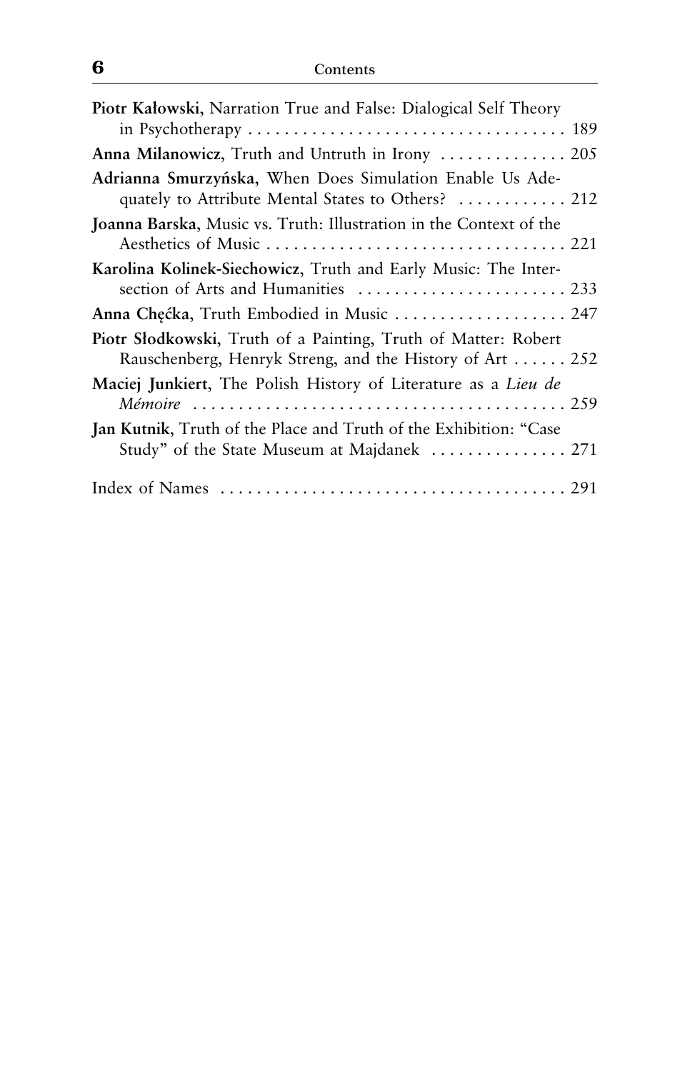**Piotr Kałowski**, Narration True and False: Dialogical Self Theory in Psychotherapy . . . . . . . . . . . . . . . . . . . . . . . . . . . . . . . . . . . 189

**Anna Milanowicz**, Truth and Untruth in Irony . . . . . . . . . . . . . . 205

**Adrianna Smurzyńska**, When Does Simulation Enable Us Adequately to Attribute Mental States to Others? . . . . . . . . . . . . 212

**Joanna Barska**, Music vs. Truth: Illustration in the Context of the Aesthetics of Music . . . . . . . . . . . . . . . . . . . . . . . . . . . . . . . . 221

**Karolina Kolinek-Siechowicz**, Truth and Early Music: The Intersection of Arts and Humanities . . . . . . . . . . . . . . . . . . . . . . . 233

**Anna Chęćka**, Truth Embodied in Music . . . . . . . . . . . . . . . . . . . 247

**Piotr Słodkowski**, Truth of a Painting, Truth of Matter: Robert Rauschenberg, Henryk Streng, and the History of Art . . . . . . 252

**Maciej Junkiert**, The Polish History of Literature as a *Lieu de Mémoire* . . . . . . . . . . . . . . . . . . . . . . . . . . . . . . . . . . . . . . . . 259

**Jan Kutnik**, Truth of the Place and Truth of the Exhibition: "Case Study" of the State Museum at Majdanek . . . . . . . . . . . . . . . 271

Index of Names . . . . . . . . . . . . . . . . . . . . . . . . . . . . . . . . . . . . . . 291